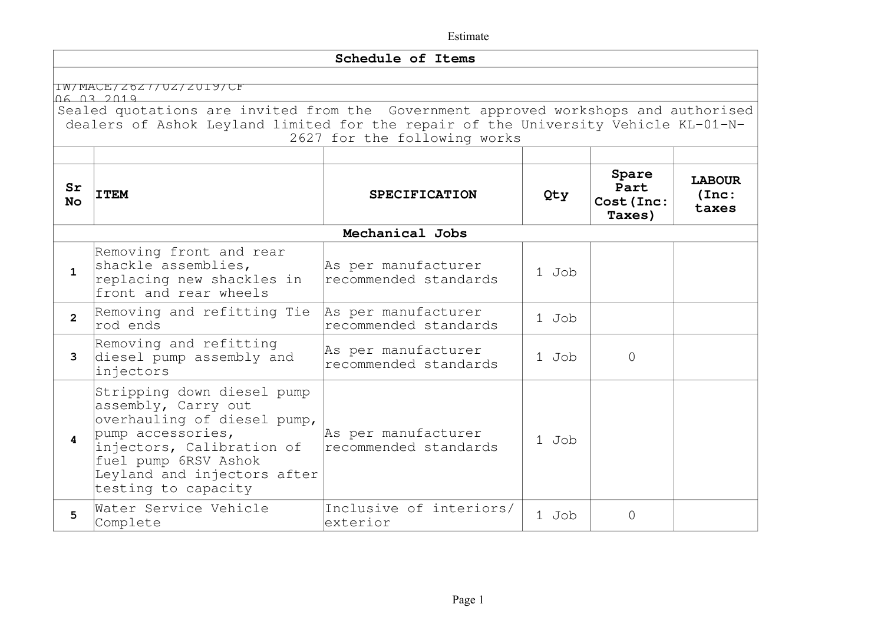Estimate

| Schedule of Items | | | | | |
|---|---|---|---|---|---|
| TW/MACE/2627/02/2019/CF | | | | | |
| 06.03.2019 | | | | | |
| Sealed quotations are invited from the Government approved workshops and authorised dealers of Ashok Leyland limited for the repair of the University Vehicle KL-01-N-2627 for the following works | | | | | |
| **Sr No** | **ITEM** | **SPECIFICATION** | **Qty** | **Spare Part Cost(Inc: Taxes)** | **LABOUR (Inc: taxes** |
| **Mechanical Jobs** | | | | | |
| **1** | Removing front and rear shackle assemblies, replacing new shackles in front and rear wheels | As per manufacturer recommended standards | 1 Job | | |
| **2** | Removing and refitting Tie rod ends | As per manufacturer recommended standards | 1 Job | | |
| **3** | Removing and refitting diesel pump assembly and injectors | As per manufacturer recommended standards | 1 Job | 0 | |
| **4** | Stripping down diesel pump assembly, Carry out overhauling of diesel pump, pump accessories, injectors, Calibration of fuel pump 6RSV Ashok Leyland and injectors after testing to capacity | As per manufacturer recommended standards | 1 Job | | |
| **5** | Water Service Vehicle Complete | Inclusive of interiors/ exterior | 1 Job | 0 | |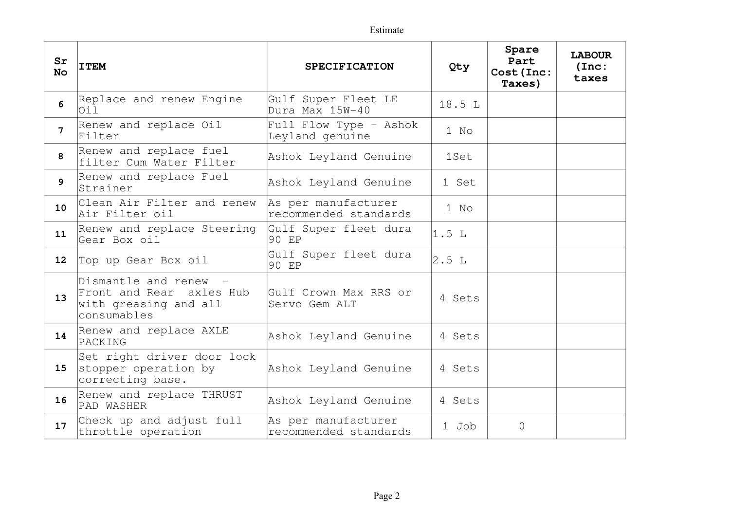Estimate

| Sr No | ITEM | SPECIFICATION | Qty | Spare Part Cost (Inc: Taxes) | LABOUR (Inc: taxes |
|---|---|---|---|---|---|
| 6 | Replace and renew Engine Oil | Gulf Super Fleet LE Dura Max 15W-40 | 18.5 L | | |
| 7 | Renew and replace Oil Filter | Full Flow Type - Ashok Leyland genuine | 1 No | | |
| 8 | Renew and replace fuel filter Cum Water Filter | Ashok Leyland Genuine | 1Set | | |
| 9 | Renew and replace Fuel Strainer | Ashok Leyland Genuine | 1 Set | | |
| 10 | Clean Air Filter and renew Air Filter oil | As per manufacturer recommended standards | 1 No | | |
| 11 | Renew and replace Steering Gear Box oil | Gulf Super fleet dura 90 EP | 1.5 L | | |
| 12 | Top up Gear Box oil | Gulf Super fleet dura 90 EP | 2.5 L | | |
| 13 | Dismantle and renew - Front and Rear axles Hub with greasing and all consumables | Gulf Crown Max RRS or Servo Gem ALT | 4 Sets | | |
| 14 | Renew and replace AXLE PACKING | Ashok Leyland Genuine | 4 Sets | | |
| 15 | Set right driver door lock stopper operation by correcting base. | Ashok Leyland Genuine | 4 Sets | | |
| 16 | Renew and replace THRUST PAD WASHER | Ashok Leyland Genuine | 4 Sets | | |
| 17 | Check up and adjust full throttle operation | As per manufacturer recommended standards | 1 Job | 0 | |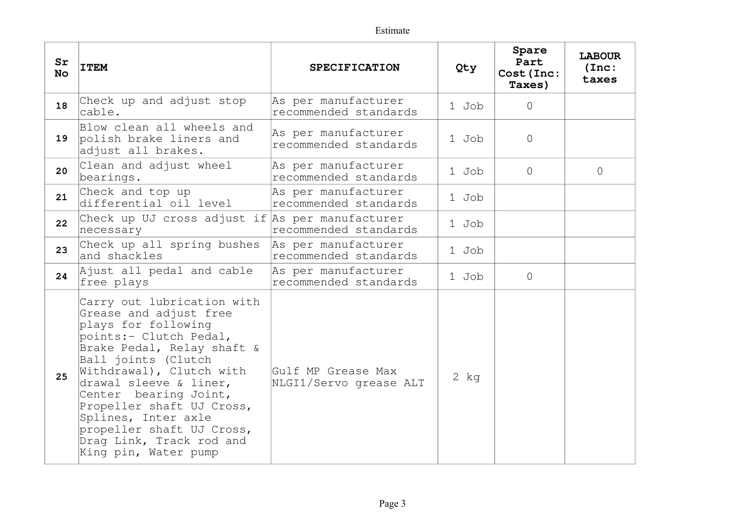Estimate

| Sr No | ITEM | SPECIFICATION | Qty | Spare Part Cost(Inc: Taxes) | LABOUR (Inc: taxes |
|---|---|---|---|---|---|
| 18 | Check up and adjust stop cable. | As per manufacturer recommended standards | 1 Job | 0 | |
| 19 | Blow clean all wheels and polish brake liners and adjust all brakes. | As per manufacturer recommended standards | 1 Job | 0 | |
| 20 | Clean and adjust wheel bearings. | As per manufacturer recommended standards | 1 Job | 0 | 0 |
| 21 | Check and top up differential oil level | As per manufacturer recommended standards | 1 Job | | |
| 22 | Check up UJ cross adjust if necessary | As per manufacturer recommended standards | 1 Job | | |
| 23 | Check up all spring bushes and shackles | As per manufacturer recommended standards | 1 Job | | |
| 24 | Ajust all pedal and cable free plays | As per manufacturer recommended standards | 1 Job | 0 | |
| 25 | Carry out lubrication with Grease and adjust free plays for following points:- Clutch Pedal, Brake Pedal, Relay shaft & Ball joints (Clutch Withdrawal), Clutch with drawal sleeve & liner, Center bearing Joint, Propeller shaft UJ Cross, Splines, Inter axle propeller shaft UJ Cross, Drag Link, Track rod and King pin, Water pump | Gulf MP Grease Max NLGI1/Servo grease ALT | 2 kg | | |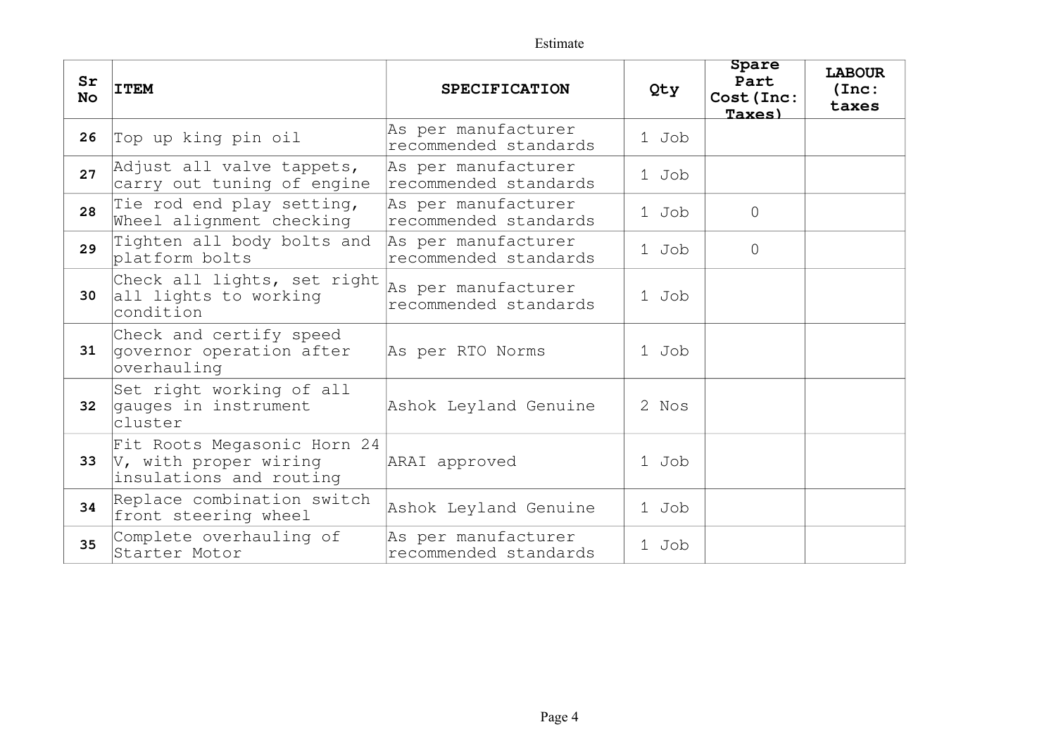Estimate

| Sr No | ITEM | SPECIFICATION | Qty | Spare Part Cost(Inc: Taxes) | LABOUR (Inc: taxes |
|---|---|---|---|---|---|
| 26 | Top up king pin oil | As per manufacturer recommended standards | 1 Job | | |
| 27 | Adjust all valve tappets, carry out tuning of engine | As per manufacturer recommended standards | 1 Job | | |
| 28 | Tie rod end play setting, Wheel alignment checking | As per manufacturer recommended standards | 1 Job | 0 | |
| 29 | Tighten all body bolts and platform bolts | As per manufacturer recommended standards | 1 Job | 0 | |
| 30 | Check all lights, set right all lights to working condition | As per manufacturer recommended standards | 1 Job | | |
| 31 | Check and certify speed governor operation after overhauling | As per RTO Norms | 1 Job | | |
| 32 | Set right working of all gauges in instrument cluster | Ashok Leyland Genuine | 2 Nos | | |
| 33 | Fit Roots Megasonic Horn 24 V, with proper wiring insulations and routing | ARAI approved | 1 Job | | |
| 34 | Replace combination switch front steering wheel | Ashok Leyland Genuine | 1 Job | | |
| 35 | Complete overhauling of Starter Motor | As per manufacturer recommended standards | 1 Job | | |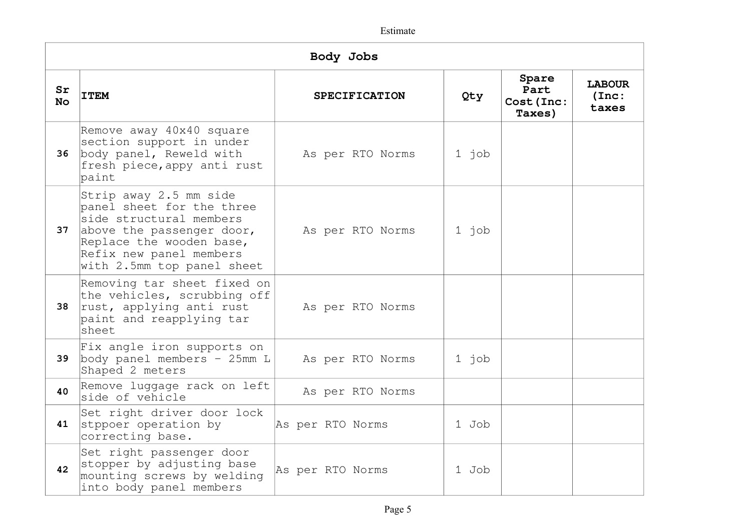Estimate

| Body Jobs | | | | | |
|---|---|---|---|---|---|
| Sr No | ITEM | SPECIFICATION | Qty | Spare Part Cost(Inc: Taxes) | LABOUR (Inc: taxes |
| 36 | Remove away 40x40 square section support in under body panel, Reweld with fresh piece,appy anti rust paint | As per RTO Norms | 1 job | | |
| 37 | Strip away 2.5 mm side panel sheet for the three side structural members above the passenger door, Replace the wooden base, Refix new panel members with 2.5mm top panel sheet | As per RTO Norms | 1 job | | |
| 38 | Removing tar sheet fixed on the vehicles, scrubbing off rust, applying anti rust paint and reapplying tar sheet | As per RTO Norms | | | |
| 39 | Fix angle iron supports on body panel members - 25mm L Shaped 2 meters | As per RTO Norms | 1 job | | |
| 40 | Remove luggage rack on left side of vehicle | As per RTO Norms | | | |
| 41 | Set right driver door lock stppoer operation by correcting base. | As per RTO Norms | 1 Job | | |
| 42 | Set right passenger door stopper by adjusting base mounting screws by welding into body panel members | As per RTO Norms | 1 Job | | |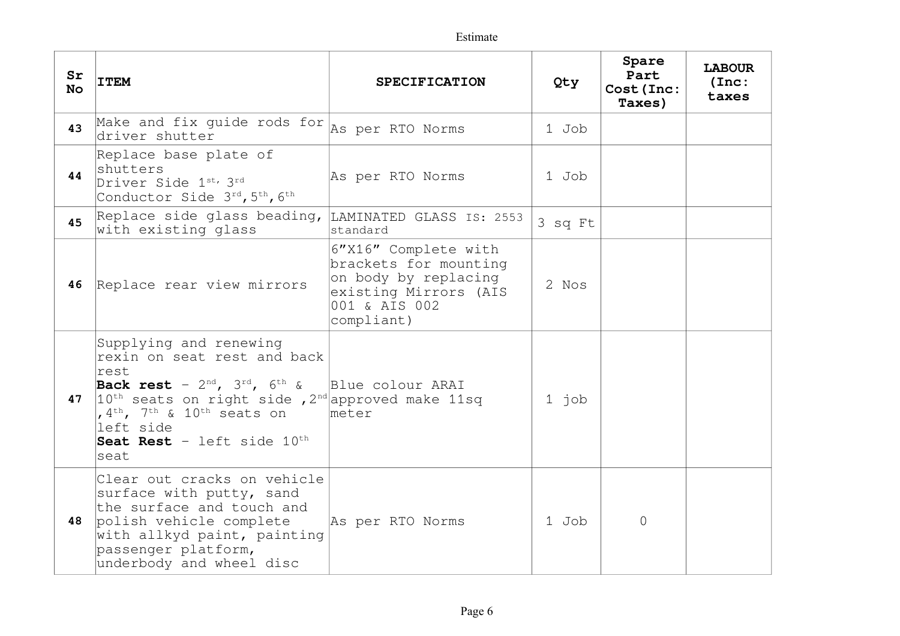Estimate

| Sr No | ITEM | SPECIFICATION | Qty | Spare Part Cost(Inc: Taxes) | LABOUR (Inc: taxes |
|---|---|---|---|---|---|
| 43 | Make and fix guide rods for driver shutter | As per RTO Norms | 1 Job | | |
| 44 | Replace base plate of shutters Driver Side 1st, 3rd Conductor Side 3rd, 5th, 6th | As per RTO Norms | 1 Job | | |
| 45 | Replace side glass beading, with existing glass | LAMINATED GLASS IS: 2553 standard | 3 sq Ft | | |
| 46 | Replace rear view mirrors | 6"X16" Complete with brackets for mounting on body by replacing existing Mirrors (AIS 001 & AIS 002 compliant) | 2 Nos | | |
| 47 | Supplying and renewing rexin on seat rest and back rest **Back rest** – 2nd, 3rd, 6th & 10th seats on right side, 2nd, 4th, 7th & 10th seats on left side **Seat Rest** – left side 10th seat | Blue colour ARAI approved make 11sq meter | 1 job | | |
| 48 | Clear out cracks on vehicle surface with putty, sand the surface and touch and polish vehicle complete with allkyd paint, painting passenger platform, underbody and wheel disc | As per RTO Norms | 1 Job | 0 | |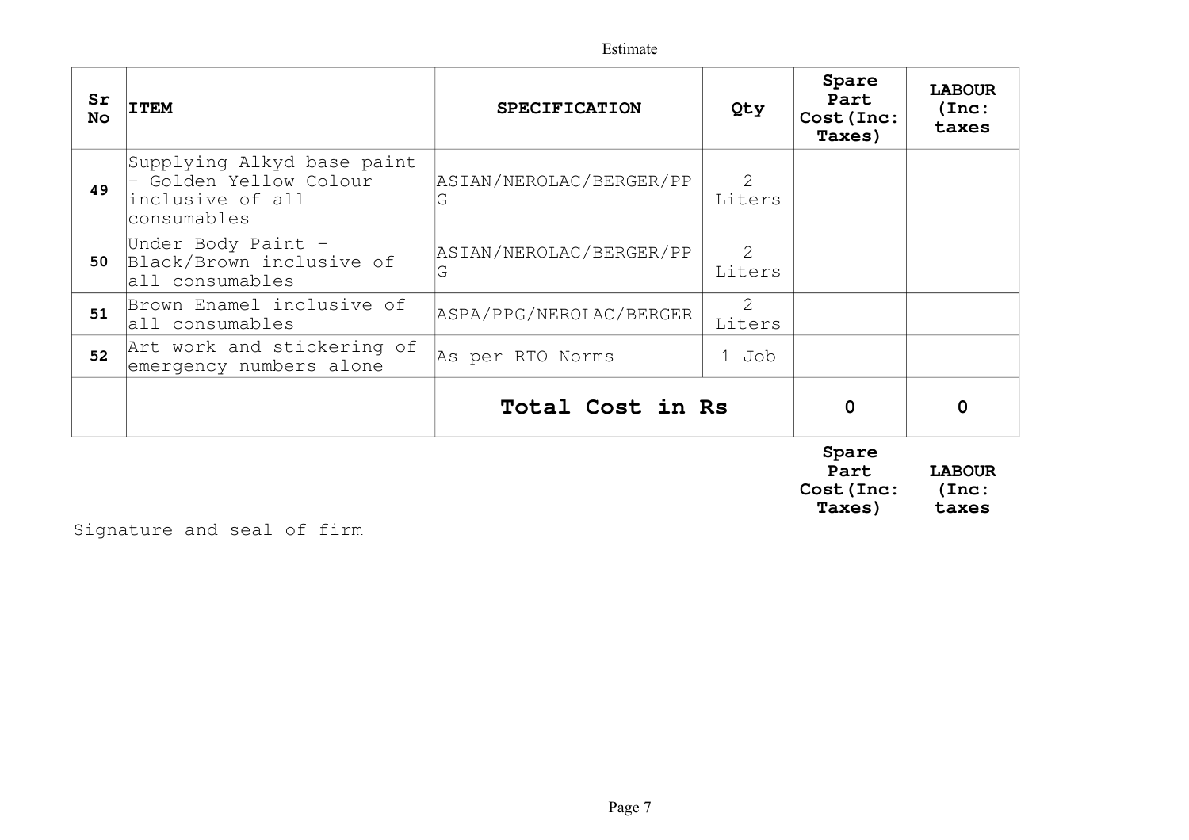Estimate

| Sr No | ITEM | SPECIFICATION | Qty | Spare Part Cost(Inc: Taxes) | LABOUR (Inc: taxes |
|---|---|---|---|---|---|
| 49 | Supplying Alkyd base paint - Golden Yellow Colour inclusive of all consumables | ASIAN/NEROLAC/BERGER/PPG | 2 Liters | | |
| 50 | Under Body Paint - Black/Brown inclusive of all consumables | ASIAN/NEROLAC/BERGER/PPG | 2 Liters | | |
| 51 | Brown Enamel inclusive of all consumables | ASPA/PPG/NEROLAC/BERGER | 2 Liters | | |
| 52 | Art work and stickering of emergency numbers alone | As per RTO Norms | 1 Job | | |
| | | **Total Cost in Rs** | | **0** | **0** |
| | | | | **Spare Part Cost(Inc: Taxes)** | **LABOUR (Inc: taxes** |

Signature and seal of firm